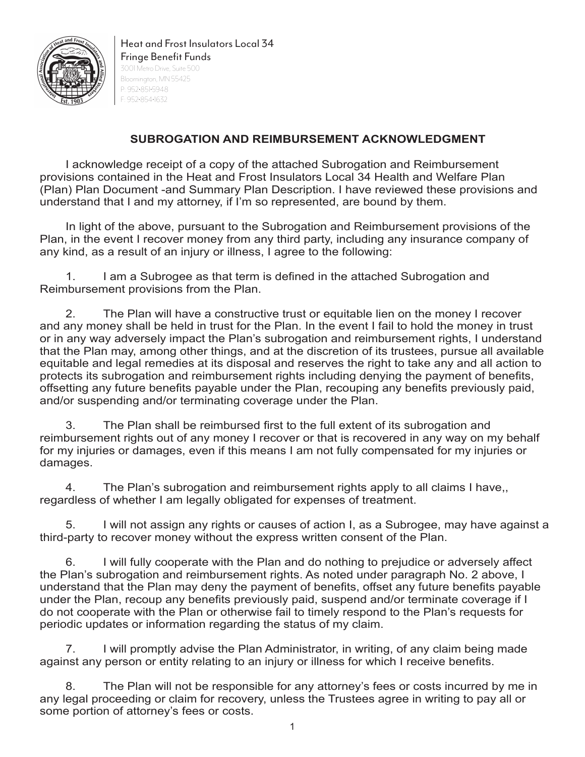Heat and Frost Insulators Local 34
Fringe Benefit Funds
3001 Metro Drive, Suite 500
Bloomington, MN 55425
P: 952•851•5948
F: 952•854•1632

## SUBROGATION AND REIMBURSEMENT ACKNOWLEDGMENT

I acknowledge receipt of a copy of the attached Subrogation and Reimbursement provisions contained in the Heat and Frost Insulators Local 34 Health and Welfare Plan (Plan) Plan Document -and Summary Plan Description. I have reviewed these provisions and understand that I and my attorney, if I'm so represented, are bound by them.

In light of the above, pursuant to the Subrogation and Reimbursement provisions of the Plan, in the event I recover money from any third party, including any insurance company of any kind, as a result of an injury or illness, I agree to the following:

1. I am a Subrogee as that term is defined in the attached Subrogation and Reimbursement provisions from the Plan.

2. The Plan will have a constructive trust or equitable lien on the money I recover and any money shall be held in trust for the Plan. In the event I fail to hold the money in trust or in any way adversely impact the Plan's subrogation and reimbursement rights, I understand that the Plan may, among other things, and at the discretion of its trustees, pursue all available equitable and legal remedies at its disposal and reserves the right to take any and all action to protects its subrogation and reimbursement rights including denying the payment of benefits, offsetting any future benefits payable under the Plan, recouping any benefits previously paid, and/or suspending and/or terminating coverage under the Plan.

3. The Plan shall be reimbursed first to the full extent of its subrogation and reimbursement rights out of any money I recover or that is recovered in any way on my behalf for my injuries or damages, even if this means I am not fully compensated for my injuries or damages.

4. The Plan's subrogation and reimbursement rights apply to all claims I have,, regardless of whether I am legally obligated for expenses of treatment.

5. I will not assign any rights or causes of action I, as a Subrogee, may have against a third-party to recover money without the express written consent of the Plan.

6. I will fully cooperate with the Plan and do nothing to prejudice or adversely affect the Plan's subrogation and reimbursement rights. As noted under paragraph No. 2 above, I understand that the Plan may deny the payment of benefits, offset any future benefits payable under the Plan, recoup any benefits previously paid, suspend and/or terminate coverage if I do not cooperate with the Plan or otherwise fail to timely respond to the Plan's requests for periodic updates or information regarding the status of my claim.

7. I will promptly advise the Plan Administrator, in writing, of any claim being made against any person or entity relating to an injury or illness for which I receive benefits.

8. The Plan will not be responsible for any attorney's fees or costs incurred by me in any legal proceeding or claim for recovery, unless the Trustees agree in writing to pay all or some portion of attorney's fees or costs.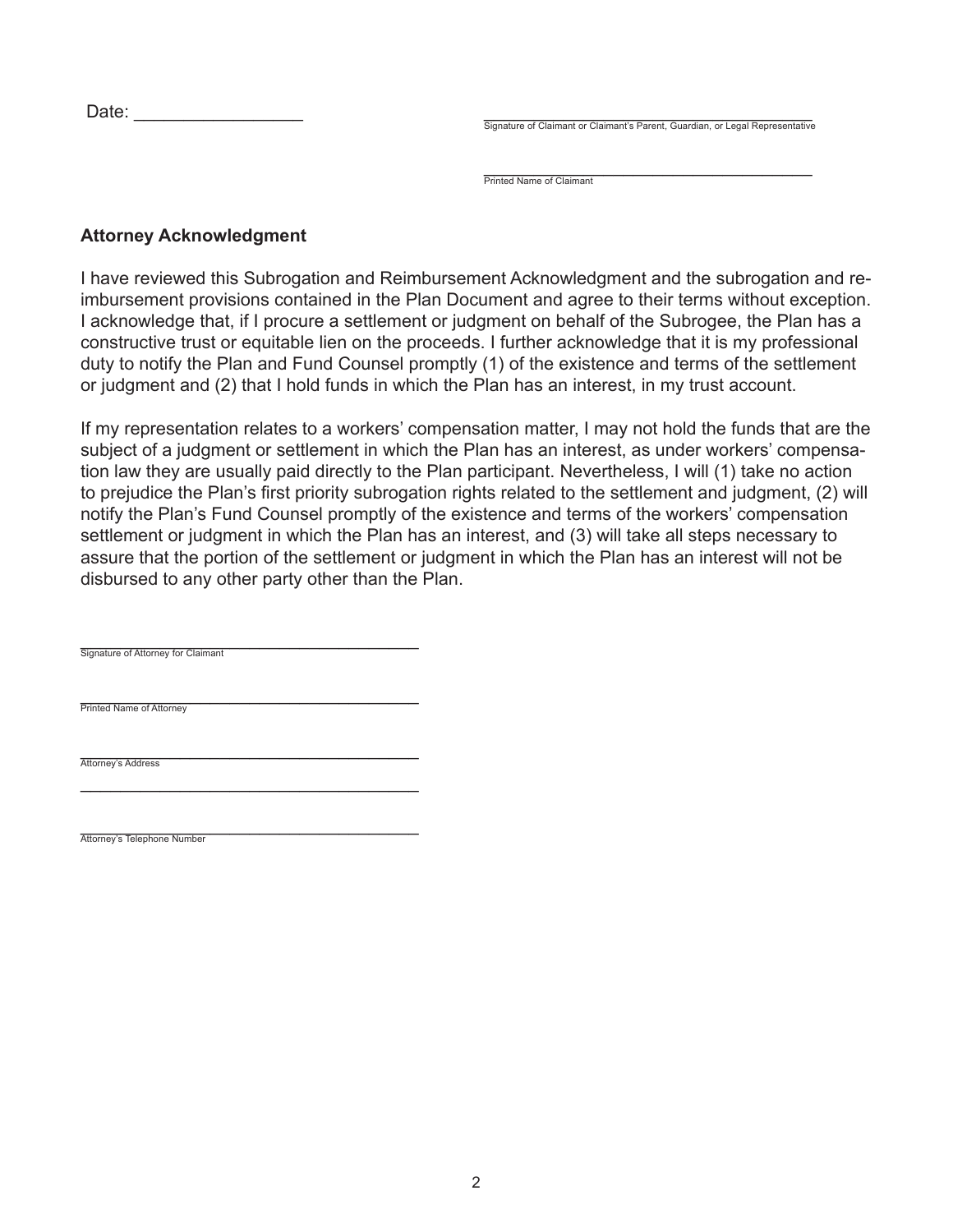Date: ________________

_____________________________________________
Signature of Claimant or Claimant's Parent, Guardian, or Legal Representative

_____________________________________________
Printed Name of Claimant

**Attorney Acknowledgment**

I have reviewed this Subrogation and Reimbursement Acknowledgment and the subrogation and reimbursement provisions contained in the Plan Document and agree to their terms without exception. I acknowledge that, if I procure a settlement or judgment on behalf of the Subrogee, the Plan has a constructive trust or equitable lien on the proceeds. I further acknowledge that it is my professional duty to notify the Plan and Fund Counsel promptly (1) of the existence and terms of the settlement or judgment and (2) that I hold funds in which the Plan has an interest, in my trust account.

If my representation relates to a workers' compensation matter, I may not hold the funds that are the subject of a judgment or settlement in which the Plan has an interest, as under workers' compensation law they are usually paid directly to the Plan participant. Nevertheless, I will (1) take no action to prejudice the Plan's first priority subrogation rights related to the settlement and judgment, (2) will notify the Plan's Fund Counsel promptly of the existence and terms of the workers' compensation settlement or judgment in which the Plan has an interest, and (3) will take all steps necessary to assure that the portion of the settlement or judgment in which the Plan has an interest will not be disbursed to any other party other than the Plan.

_____________________________________________
Signature of Attorney for Claimant

_____________________________________________
Printed Name of Attorney

_____________________________________________
Attorney's Address

_____________________________________________

_____________________________________________
Attorney's Telephone Number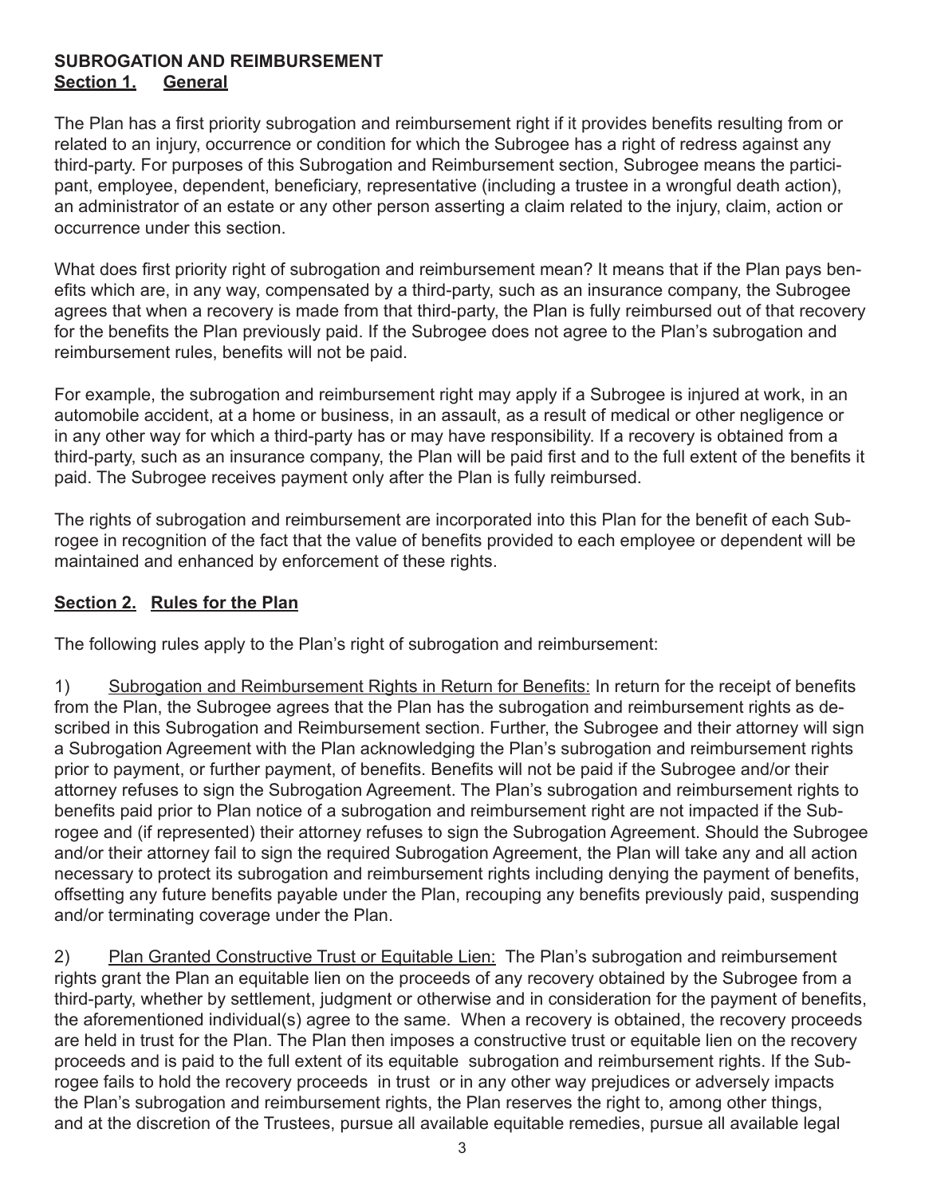**SUBROGATION AND REIMBURSEMENT**

## Section 1. General

The Plan has a first priority subrogation and reimbursement right if it provides benefits resulting from or related to an injury, occurrence or condition for which the Subrogee has a right of redress against any third-party. For purposes of this Subrogation and Reimbursement section, Subrogee means the participant, employee, dependent, beneficiary, representative (including a trustee in a wrongful death action), an administrator of an estate or any other person asserting a claim related to the injury, claim, action or occurrence under this section.

What does first priority right of subrogation and reimbursement mean? It means that if the Plan pays benefits which are, in any way, compensated by a third-party, such as an insurance company, the Subrogee agrees that when a recovery is made from that third-party, the Plan is fully reimbursed out of that recovery for the benefits the Plan previously paid. If the Subrogee does not agree to the Plan's subrogation and reimbursement rules, benefits will not be paid.

For example, the subrogation and reimbursement right may apply if a Subrogee is injured at work, in an automobile accident, at a home or business, in an assault, as a result of medical or other negligence or in any other way for which a third-party has or may have responsibility. If a recovery is obtained from a third-party, such as an insurance company, the Plan will be paid first and to the full extent of the benefits it paid. The Subrogee receives payment only after the Plan is fully reimbursed.

The rights of subrogation and reimbursement are incorporated into this Plan for the benefit of each Subrogee in recognition of the fact that the value of benefits provided to each employee or dependent will be maintained and enhanced by enforcement of these rights.

## Section 2. Rules for the Plan

The following rules apply to the Plan's right of subrogation and reimbursement:

1) Subrogation and Reimbursement Rights in Return for Benefits: In return for the receipt of benefits from the Plan, the Subrogee agrees that the Plan has the subrogation and reimbursement rights as described in this Subrogation and Reimbursement section. Further, the Subrogee and their attorney will sign a Subrogation Agreement with the Plan acknowledging the Plan's subrogation and reimbursement rights prior to payment, or further payment, of benefits. Benefits will not be paid if the Subrogee and/or their attorney refuses to sign the Subrogation Agreement. The Plan's subrogation and reimbursement rights to benefits paid prior to Plan notice of a subrogation and reimbursement right are not impacted if the Subrogee and (if represented) their attorney refuses to sign the Subrogation Agreement. Should the Subrogee and/or their attorney fail to sign the required Subrogation Agreement, the Plan will take any and all action necessary to protect its subrogation and reimbursement rights including denying the payment of benefits, offsetting any future benefits payable under the Plan, recouping any benefits previously paid, suspending and/or terminating coverage under the Plan.

2) Plan Granted Constructive Trust or Equitable Lien: The Plan's subrogation and reimbursement rights grant the Plan an equitable lien on the proceeds of any recovery obtained by the Subrogee from a third-party, whether by settlement, judgment or otherwise and in consideration for the payment of benefits, the aforementioned individual(s) agree to the same. When a recovery is obtained, the recovery proceeds are held in trust for the Plan. The Plan then imposes a constructive trust or equitable lien on the recovery proceeds and is paid to the full extent of its equitable subrogation and reimbursement rights. If the Subrogee fails to hold the recovery proceeds in trust or in any other way prejudices or adversely impacts the Plan's subrogation and reimbursement rights, the Plan reserves the right to, among other things, and at the discretion of the Trustees, pursue all available equitable remedies, pursue all available legal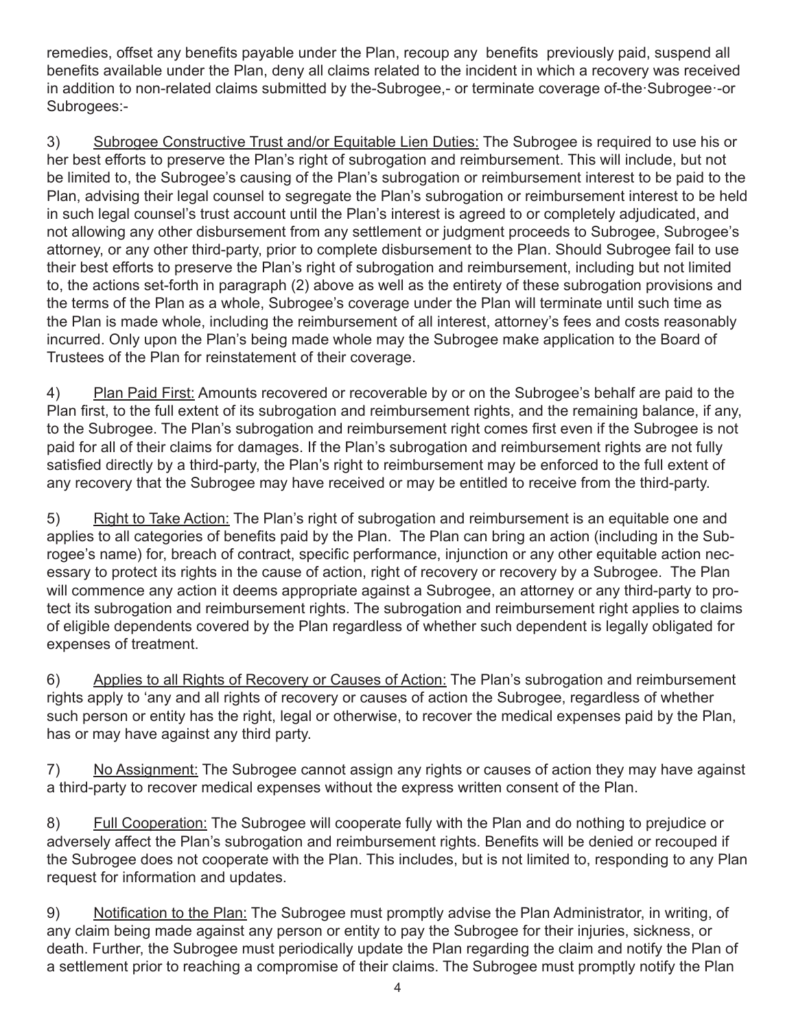remedies, offset any benefits payable under the Plan, recoup any benefits previously paid, suspend all benefits available under the Plan, deny all claims related to the incident in which a recovery was received in addition to non-related claims submitted by the-Subrogee,- or terminate coverage of-the·Subrogee·-or Subrogees:-

3) <u>Subrogee Constructive Trust and/or Equitable Lien Duties:</u> The Subrogee is required to use his or her best efforts to preserve the Plan's right of subrogation and reimbursement. This will include, but not be limited to, the Subrogee's causing of the Plan's subrogation or reimbursement interest to be paid to the Plan, advising their legal counsel to segregate the Plan's subrogation or reimbursement interest to be held in such legal counsel's trust account until the Plan's interest is agreed to or completely adjudicated, and not allowing any other disbursement from any settlement or judgment proceeds to Subrogee, Subrogee's attorney, or any other third-party, prior to complete disbursement to the Plan. Should Subrogee fail to use their best efforts to preserve the Plan's right of subrogation and reimbursement, including but not limited to, the actions set-forth in paragraph (2) above as well as the entirety of these subrogation provisions and the terms of the Plan as a whole, Subrogee's coverage under the Plan will terminate until such time as the Plan is made whole, including the reimbursement of all interest, attorney's fees and costs reasonably incurred. Only upon the Plan's being made whole may the Subrogee make application to the Board of Trustees of the Plan for reinstatement of their coverage.

4) <u>Plan Paid First:</u> Amounts recovered or recoverable by or on the Subrogee's behalf are paid to the Plan first, to the full extent of its subrogation and reimbursement rights, and the remaining balance, if any, to the Subrogee. The Plan's subrogation and reimbursement right comes first even if the Subrogee is not paid for all of their claims for damages. If the Plan's subrogation and reimbursement rights are not fully satisfied directly by a third-party, the Plan's right to reimbursement may be enforced to the full extent of any recovery that the Subrogee may have received or may be entitled to receive from the third-party.

5) <u>Right to Take Action:</u> The Plan's right of subrogation and reimbursement is an equitable one and applies to all categories of benefits paid by the Plan. The Plan can bring an action (including in the Subrogee's name) for, breach of contract, specific performance, injunction or any other equitable action necessary to protect its rights in the cause of action, right of recovery or recovery by a Subrogee. The Plan will commence any action it deems appropriate against a Subrogee, an attorney or any third-party to protect its subrogation and reimbursement rights. The subrogation and reimbursement right applies to claims of eligible dependents covered by the Plan regardless of whether such dependent is legally obligated for expenses of treatment.

6) <u>Applies to all Rights of Recovery or Causes of Action:</u> The Plan's subrogation and reimbursement rights apply to 'any and all rights of recovery or causes of action the Subrogee, regardless of whether such person or entity has the right, legal or otherwise, to recover the medical expenses paid by the Plan, has or may have against any third party.

7) <u>No Assignment:</u> The Subrogee cannot assign any rights or causes of action they may have against a third-party to recover medical expenses without the express written consent of the Plan.

8) <u>Full Cooperation:</u> The Subrogee will cooperate fully with the Plan and do nothing to prejudice or adversely affect the Plan's subrogation and reimbursement rights. Benefits will be denied or recouped if the Subrogee does not cooperate with the Plan. This includes, but is not limited to, responding to any Plan request for information and updates.

9) <u>Notification to the Plan:</u> The Subrogee must promptly advise the Plan Administrator, in writing, of any claim being made against any person or entity to pay the Subrogee for their injuries, sickness, or death. Further, the Subrogee must periodically update the Plan regarding the claim and notify the Plan of a settlement prior to reaching a compromise of their claims. The Subrogee must promptly notify the Plan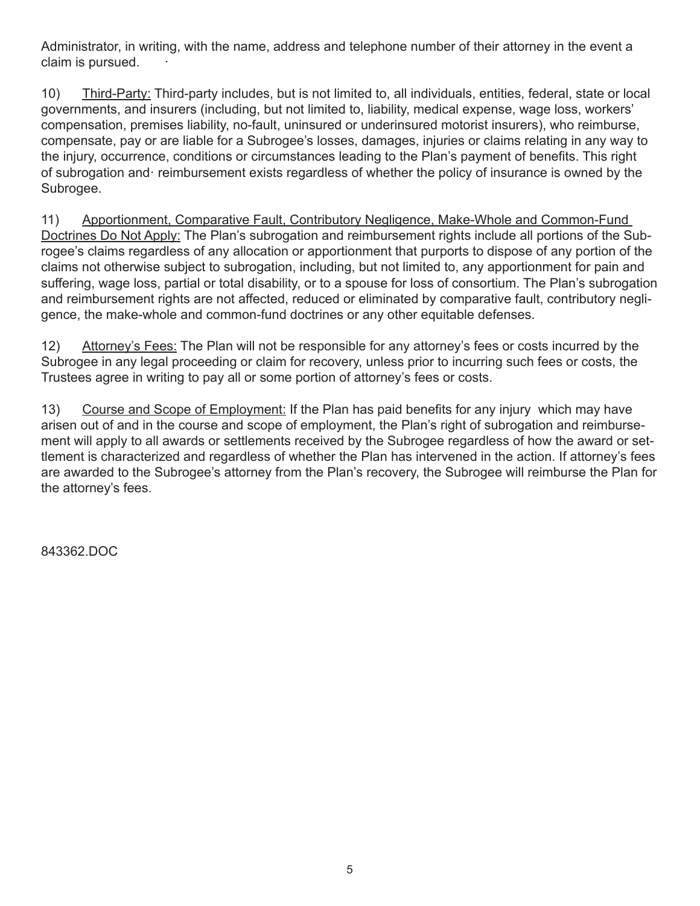Administrator, in writing, with the name, address and telephone number of their attorney in the event a claim is pursued.

10) <u>Third-Party:</u> Third-party includes, but is not limited to, all individuals, entities, federal, state or local governments, and insurers (including, but not limited to, liability, medical expense, wage loss, workers' compensation, premises liability, no-fault, uninsured or underinsured motorist insurers), who reimburse, compensate, pay or are liable for a Subrogee's losses, damages, injuries or claims relating in any way to the injury, occurrence, conditions or circumstances leading to the Plan's payment of benefits. This right of subrogation and· reimbursement exists regardless of whether the policy of insurance is owned by the Subrogee.

11) <u>Apportionment, Comparative Fault, Contributory Negligence, Make-Whole and Common-Fund Doctrines Do Not Apply:</u> The Plan's subrogation and reimbursement rights include all portions of the Subrogee's claims regardless of any allocation or apportionment that purports to dispose of any portion of the claims not otherwise subject to subrogation, including, but not limited to, any apportionment for pain and suffering, wage loss, partial or total disability, or to a spouse for loss of consortium. The Plan's subrogation and reimbursement rights are not affected, reduced or eliminated by comparative fault, contributory negligence, the make-whole and common-fund doctrines or any other equitable defenses.

12) <u>Attorney's Fees:</u> The Plan will not be responsible for any attorney's fees or costs incurred by the Subrogee in any legal proceeding or claim for recovery, unless prior to incurring such fees or costs, the Trustees agree in writing to pay all or some portion of attorney's fees or costs.

13) <u>Course and Scope of Employment:</u> If the Plan has paid benefits for any injury which may have arisen out of and in the course and scope of employment, the Plan's right of subrogation and reimbursement will apply to all awards or settlements received by the Subrogee regardless of how the award or settlement is characterized and regardless of whether the Plan has intervened in the action. If attorney's fees are awarded to the Subrogee's attorney from the Plan's recovery, the Subrogee will reimburse the Plan for the attorney's fees.

843362.DOC